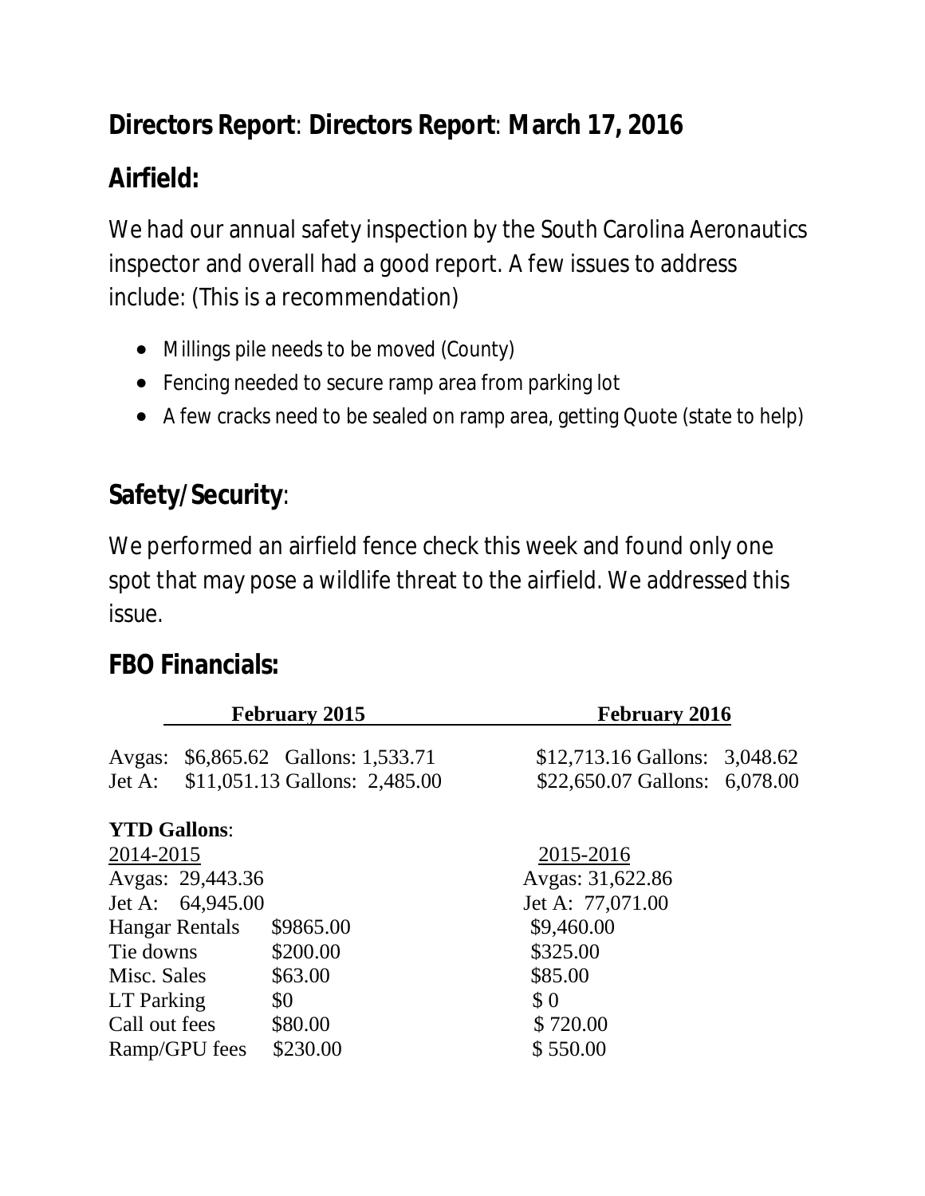## Directors Report: Directors Report: March 17, 2016

## Airfield:

We had our annual safety inspection by the South Carolina Aeronautics inspector and overall had a good report. A few issues to address include: (This is a recommendation)

- Millings pile needs to be moved (County)
- Fencing needed to secure ramp area from parking lot
- A few cracks need to be sealed on ramp area, getting Quote (state to help)

## Safety/Security:

We performed an airfield fence check this week and found only one spot that may pose a wildlife threat to the airfield. We addressed this issue.

## FBO Financials:

| | February 2015 | | February 2016 | |
|---|---|---|---|---|
| Avgas: | $6,865.62 | Gallons: 1,533.71 | $12,713.16 | Gallons: 3,048.62 |
| Jet A: | $11,051.13 | Gallons: 2,485.00 | $22,650.07 | Gallons: 6,078.00 |

**YTD Gallons**:

| 2014-2015 | | 2015-2016 |
|---|---|---|
| Avgas: 29,443.36 | | Avgas: 31,622.86 |
| Jet A: 64,945.00 | | Jet A: 77,071.00 |
| Hangar Rentals | $9865.00 | $9,460.00 |
| Tie downs | $200.00 | $325.00 |
| Misc. Sales | $63.00 | $85.00 |
| LT Parking | $0 | $ 0 |
| Call out fees | $80.00 | $ 720.00 |
| Ramp/GPU fees | $230.00 | $ 550.00 |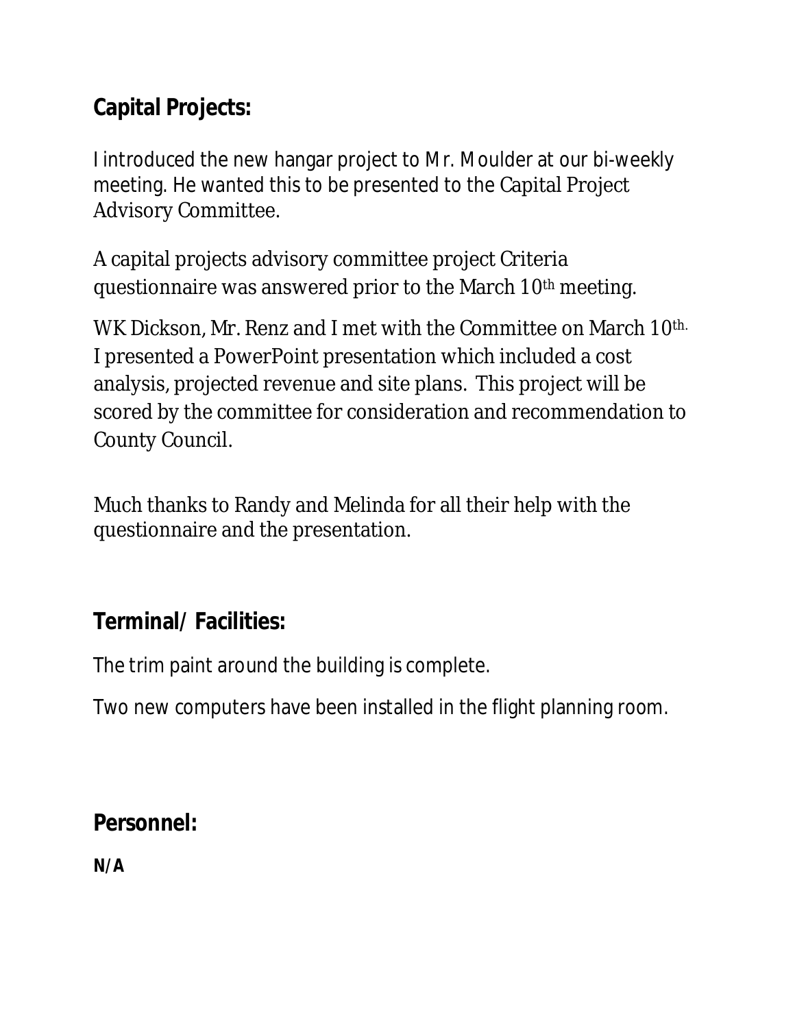## Capital Projects:

I introduced the new hangar project to Mr. Moulder at our bi-weekly meeting. He wanted this to be presented to the Capital Project Advisory Committee.

A capital projects advisory committee project Criteria questionnaire was answered prior to the March 10th meeting.

WK Dickson, Mr. Renz and I met with the Committee on March 10th. I presented a PowerPoint presentation which included a cost analysis, projected revenue and site plans. This project will be scored by the committee for consideration and recommendation to County Council.

Much thanks to Randy and Melinda for all their help with the questionnaire and the presentation.

## Terminal/ Facilities:

The trim paint around the building is complete.

Two new computers have been installed in the flight planning room.

## Personnel:

**N/A**